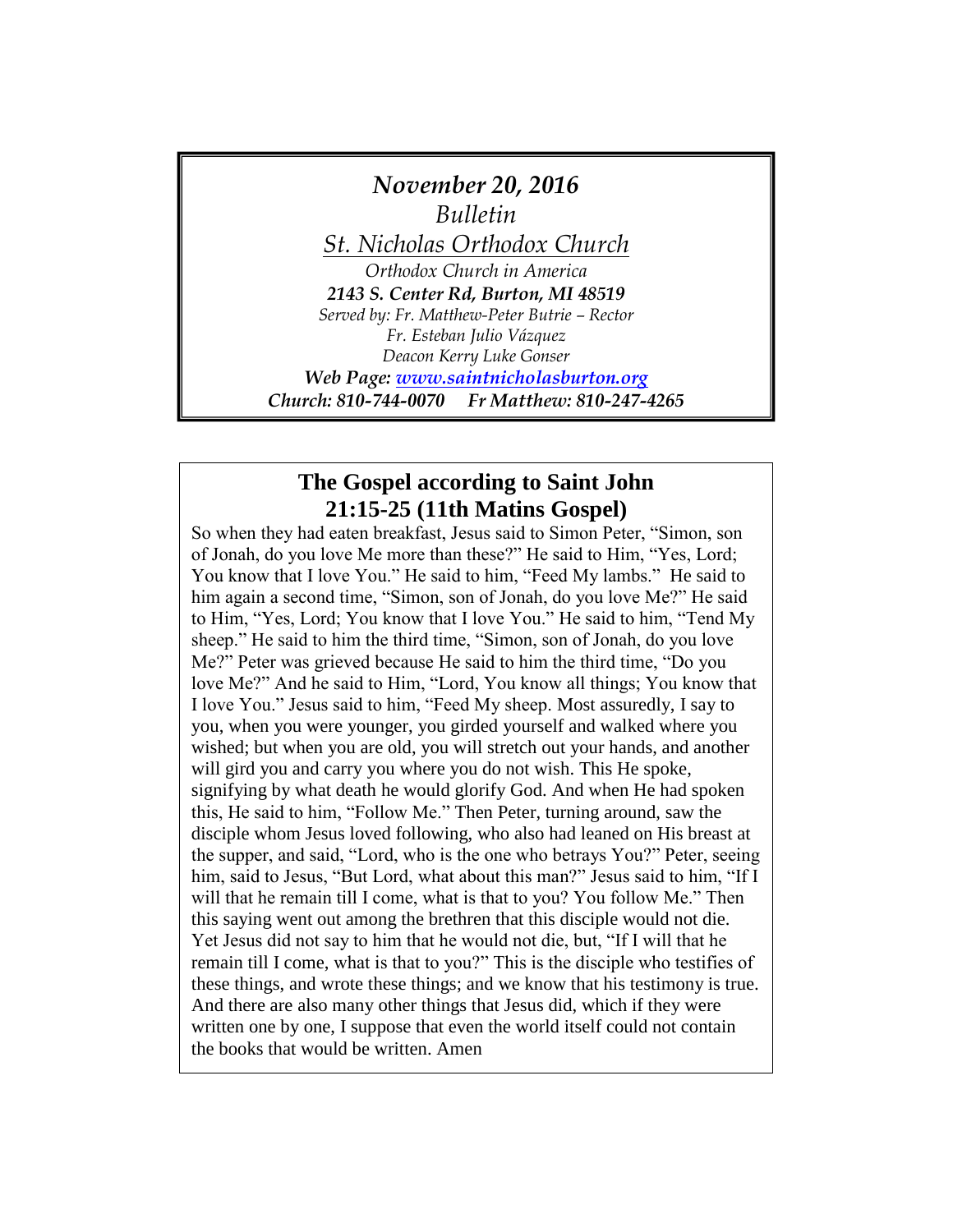*November 20, 2016*

*Bulletin*

*St. Nicholas Orthodox Church*

*Orthodox Church in America*

***2143 S. Center Rd, Burton, MI 48519***

*Served by: Fr. Matthew-Peter Butrie – Rector*

*Fr. Esteban Julio Vázquez*

*Deacon Kerry Luke Gonser*

***Web Page: [www.saintnicholasburton.org](http://www.saintnicholasburton.org)***

***Church: 810-744-0070 Fr Matthew: 810-247-4265***

## The Gospel according to Saint John 21:15-25 (11th Matins Gospel)

So when they had eaten breakfast, Jesus said to Simon Peter, "Simon, son of Jonah, do you love Me more than these?" He said to Him, "Yes, Lord; You know that I love You." He said to him, "Feed My lambs." He said to him again a second time, "Simon, son of Jonah, do you love Me?" He said to Him, "Yes, Lord; You know that I love You." He said to him, "Tend My sheep." He said to him the third time, "Simon, son of Jonah, do you love Me?" Peter was grieved because He said to him the third time, "Do you love Me?" And he said to Him, "Lord, You know all things; You know that I love You." Jesus said to him, "Feed My sheep. Most assuredly, I say to you, when you were younger, you girded yourself and walked where you wished; but when you are old, you will stretch out your hands, and another will gird you and carry you where you do not wish. This He spoke, signifying by what death he would glorify God. And when He had spoken this, He said to him, "Follow Me." Then Peter, turning around, saw the disciple whom Jesus loved following, who also had leaned on His breast at the supper, and said, "Lord, who is the one who betrays You?" Peter, seeing him, said to Jesus, "But Lord, what about this man?" Jesus said to him, "If I will that he remain till I come, what is that to you? You follow Me." Then this saying went out among the brethren that this disciple would not die. Yet Jesus did not say to him that he would not die, but, "If I will that he remain till I come, what is that to you?" This is the disciple who testifies of these things, and wrote these things; and we know that his testimony is true. And there are also many other things that Jesus did, which if they were written one by one, I suppose that even the world itself could not contain the books that would be written. Amen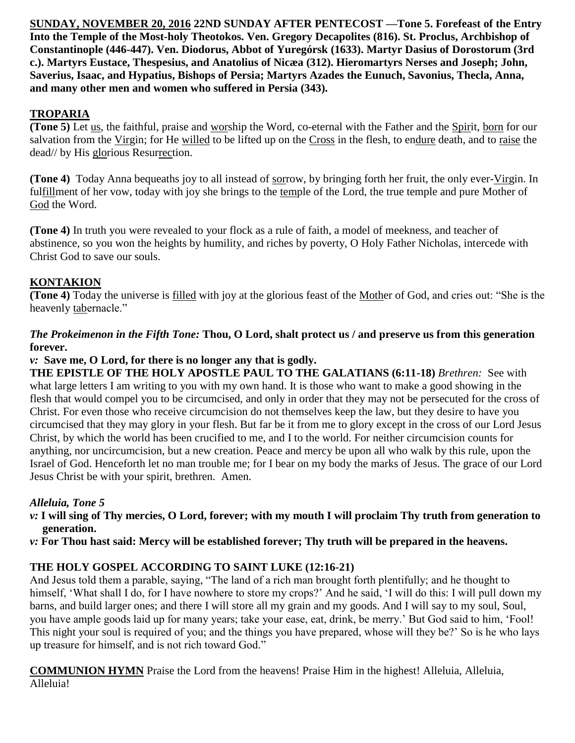**SUNDAY, NOVEMBER 20, 2016 22ND SUNDAY AFTER PENTECOST —Tone 5. Forefeast of the Entry Into the Temple of the Most-holy Theotokos. Ven. Gregory Decapolites (816). St. Proclus, Archbishop of Constantinople (446-447). Ven. Diodorus, Abbot of Yuregórsk (1633). Martyr Dasius of Dorostorum (3rd c.). Martyrs Eustace, Thespesius, and Anatolius of Nicæa (312). Hieromartyrs Nerses and Joseph; John, Saverius, Isaac, and Hypatius, Bishops of Persia; Martyrs Azades the Eunuch, Savonius, Thecla, Anna, and many other men and women who suffered in Persia (343).**

## TROPARIA

**(Tone 5)** Let us, the faithful, praise and worship the Word, co-eternal with the Father and the Spirit, born for our salvation from the Virgin; for He willed to be lifted up on the Cross in the flesh, to endure death, and to raise the dead// by His glorious Resurrection.

**(Tone 4)** Today Anna bequeaths joy to all instead of sorrow, by bringing forth her fruit, the only ever-Virgin. In fulfillment of her vow, today with joy she brings to the temple of the Lord, the true temple and pure Mother of God the Word.

**(Tone 4)** In truth you were revealed to your flock as a rule of faith, a model of meekness, and teacher of abstinence, so you won the heights by humility, and riches by poverty, O Holy Father Nicholas, intercede with Christ God to save our souls.

## KONTAKION

**(Tone 4)** Today the universe is filled with joy at the glorious feast of the Mother of God, and cries out: "She is the heavenly tabernacle."

***The Prokeimenon in the Fifth Tone:*** **Thou, O Lord, shalt protect us / and preserve us from this generation forever.**

***v:*** **Save me, O Lord, for there is no longer any that is godly.**

**THE EPISTLE OF THE HOLY APOSTLE PAUL TO THE GALATIANS (6:11-18)** *Brethren:* See with what large letters I am writing to you with my own hand. It is those who want to make a good showing in the flesh that would compel you to be circumcised, and only in order that they may not be persecuted for the cross of Christ. For even those who receive circumcision do not themselves keep the law, but they desire to have you circumcised that they may glory in your flesh. But far be it from me to glory except in the cross of our Lord Jesus Christ, by which the world has been crucified to me, and I to the world. For neither circumcision counts for anything, nor uncircumcision, but a new creation. Peace and mercy be upon all who walk by this rule, upon the Israel of God. Henceforth let no man trouble me; for I bear on my body the marks of Jesus. The grace of our Lord Jesus Christ be with your spirit, brethren. Amen.

### *Alleluia, Tone 5*

***v:*** **I will sing of Thy mercies, O Lord, forever; with my mouth I will proclaim Thy truth from generation to generation.**

***v:*** **For Thou hast said: Mercy will be established forever; Thy truth will be prepared in the heavens.**

**THE HOLY GOSPEL ACCORDING TO SAINT LUKE (12:16-21)**

And Jesus told them a parable, saying, "The land of a rich man brought forth plentifully; and he thought to himself, 'What shall I do, for I have nowhere to store my crops?' And he said, 'I will do this: I will pull down my barns, and build larger ones; and there I will store all my grain and my goods. And I will say to my soul, Soul, you have ample goods laid up for many years; take your ease, eat, drink, be merry.' But God said to him, 'Fool! This night your soul is required of you; and the things you have prepared, whose will they be?' So is he who lays up treasure for himself, and is not rich toward God."

**COMMUNION HYMN** Praise the Lord from the heavens! Praise Him in the highest! Alleluia, Alleluia, Alleluia!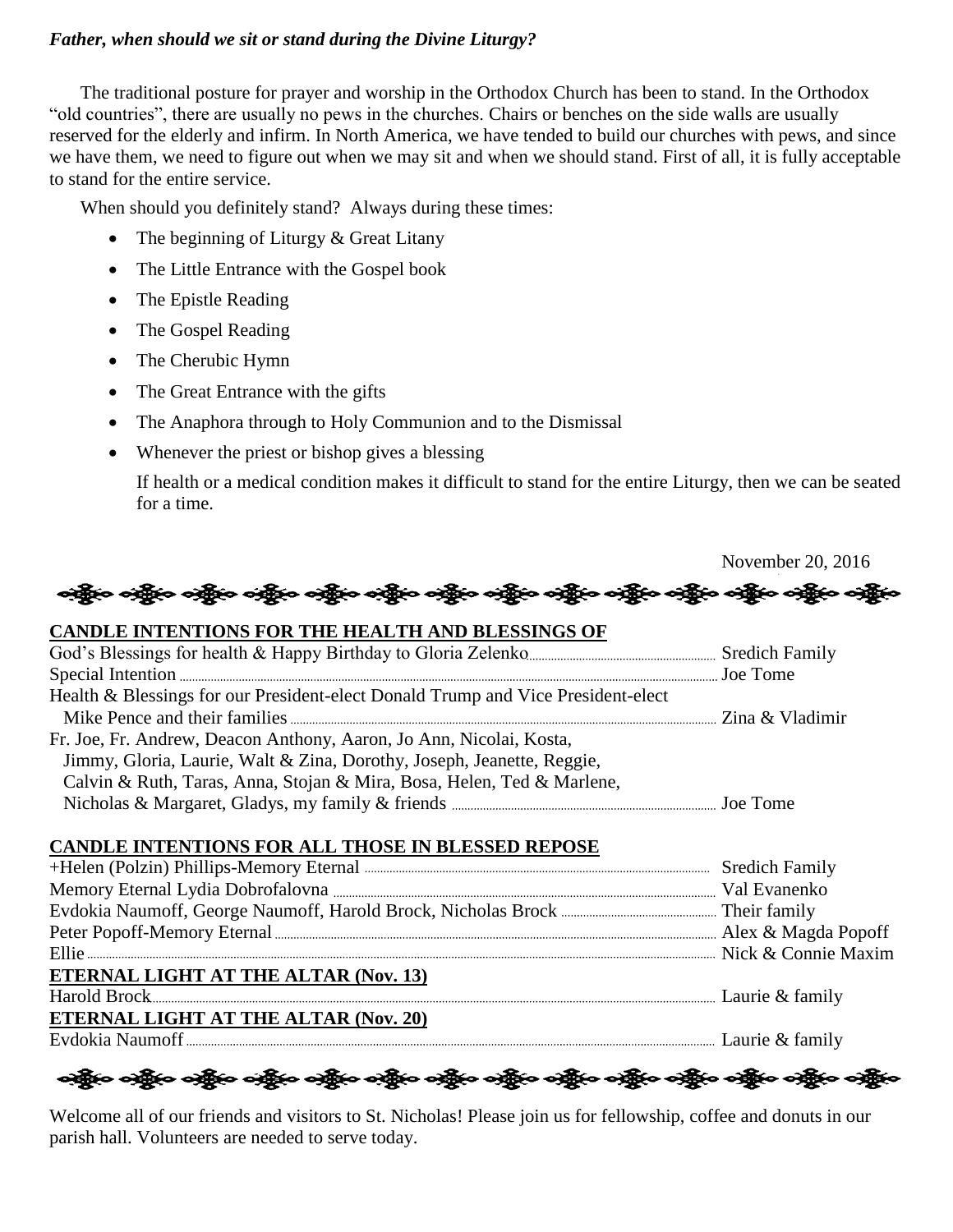***Father, when should we sit or stand during the Divine Liturgy?***

The traditional posture for prayer and worship in the Orthodox Church has been to stand. In the Orthodox "old countries", there are usually no pews in the churches. Chairs or benches on the side walls are usually reserved for the elderly and infirm. In North America, we have tended to build our churches with pews, and since we have them, we need to figure out when we may sit and when we should stand. First of all, it is fully acceptable to stand for the entire service.

When should you definitely stand? Always during these times:

- The beginning of Liturgy & Great Litany
- The Little Entrance with the Gospel book
- The Epistle Reading
- The Gospel Reading
- The Cherubic Hymn
- The Great Entrance with the gifts
- The Anaphora through to Holy Communion and to the Dismissal
- Whenever the priest or bishop gives a blessing

  If health or a medical condition makes it difficult to stand for the entire Liturgy, then we can be seated for a time.

November 20, 2016

**CANDLE INTENTIONS FOR THE HEALTH AND BLESSINGS OF**

God's Blessings for health & Happy Birthday to Gloria Zelenko ........ Sredich Family
Special Intention ........ Joe Tome
Health & Blessings for our President-elect Donald Trump and Vice President-elect Mike Pence and their families ........ Zina & Vladimir
Fr. Joe, Fr. Andrew, Deacon Anthony, Aaron, Jo Ann, Nicolai, Kosta, Jimmy, Gloria, Laurie, Walt & Zina, Dorothy, Joseph, Jeanette, Reggie, Calvin & Ruth, Taras, Anna, Stojan & Mira, Bosa, Helen, Ted & Marlene, Nicholas & Margaret, Gladys, my family & friends ........ Joe Tome

**CANDLE INTENTIONS FOR ALL THOSE IN BLESSED REPOSE**

+Helen (Polzin) Phillips-Memory Eternal ........ Sredich Family
Memory Eternal Lydia Dobrofalovna ........ Val Evanenko
Evdokia Naumoff, George Naumoff, Harold Brock, Nicholas Brock ........ Their family
Peter Popoff-Memory Eternal ........ Alex & Magda Popoff
Ellie ........ Nick & Connie Maxim

**ETERNAL LIGHT AT THE ALTAR (Nov. 13)**

Harold Brock ........ Laurie & family

**ETERNAL LIGHT AT THE ALTAR (Nov. 20)**

Evdokia Naumoff ........ Laurie & family

Welcome all of our friends and visitors to St. Nicholas! Please join us for fellowship, coffee and donuts in our parish hall. Volunteers are needed to serve today.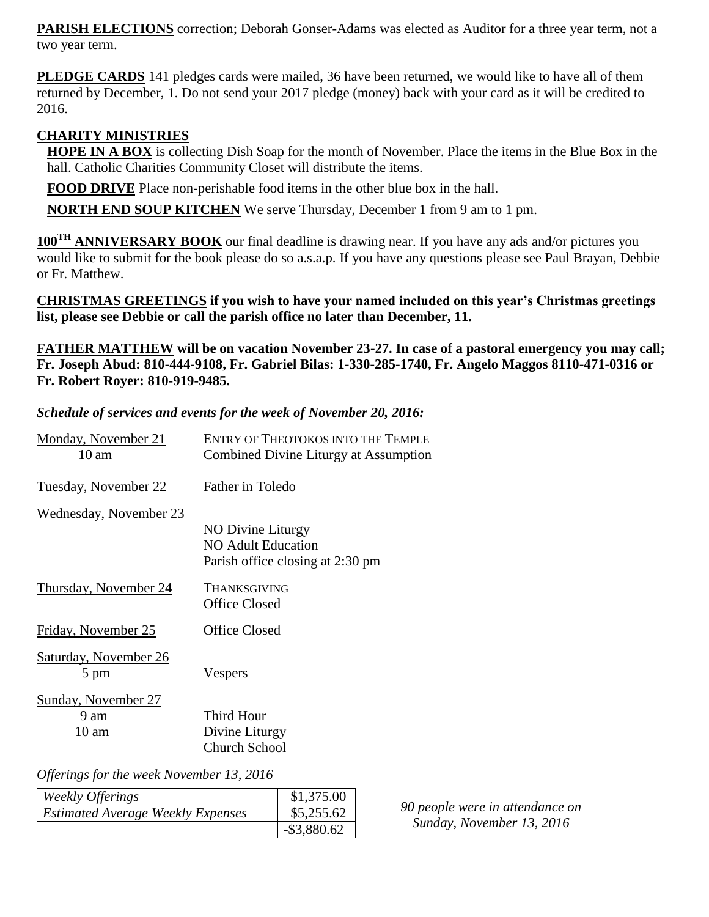**PARISH ELECTIONS** correction; Deborah Gonser-Adams was elected as Auditor for a three year term, not a two year term.

**PLEDGE CARDS** 141 pledges cards were mailed, 36 have been returned, we would like to have all of them returned by December, 1. Do not send your 2017 pledge (money) back with your card as it will be credited to 2016.

**CHARITY MINISTRIES**

**HOPE IN A BOX** is collecting Dish Soap for the month of November. Place the items in the Blue Box in the hall. Catholic Charities Community Closet will distribute the items.

**FOOD DRIVE** Place non-perishable food items in the other blue box in the hall.

**NORTH END SOUP KITCHEN** We serve Thursday, December 1 from 9 am to 1 pm.

**100TH ANNIVERSARY BOOK** our final deadline is drawing near. If you have any ads and/or pictures you would like to submit for the book please do so a.s.a.p. If you have any questions please see Paul Brayan, Debbie or Fr. Matthew.

**CHRISTMAS GREETINGS if you wish to have your named included on this year's Christmas greetings list, please see Debbie or call the parish office no later than December, 11.**

**FATHER MATTHEW will be on vacation November 23-27. In case of a pastoral emergency you may call; Fr. Joseph Abud: 810-444-9108, Fr. Gabriel Bilas: 1-330-285-1740, Fr. Angelo Maggos 8110-471-0316 or Fr. Robert Royer: 810-919-9485.**

***Schedule of services and events for the week of November 20, 2016:***

Monday, November 21 — ENTRY OF THEOTOKOS INTO THE TEMPLE
10 am — Combined Divine Liturgy at Assumption

Tuesday, November 22 — Father in Toledo

Wednesday, November 23
NO Divine Liturgy
NO Adult Education
Parish office closing at 2:30 pm

Thursday, November 24 — THANKSGIVING
Office Closed

Friday, November 25 — Office Closed

Saturday, November 26
5 pm — Vespers

Sunday, November 27
9 am — Third Hour
10 am — Divine Liturgy
Church School

*Offerings for the week November 13, 2016*

| | |
|---|---|
| *Weekly Offerings* | $1,375.00 |
| *Estimated Average Weekly Expenses* | $5,255.62 |
| | -$3,880.62 |

*90 people were in attendance on Sunday, November 13, 2016*